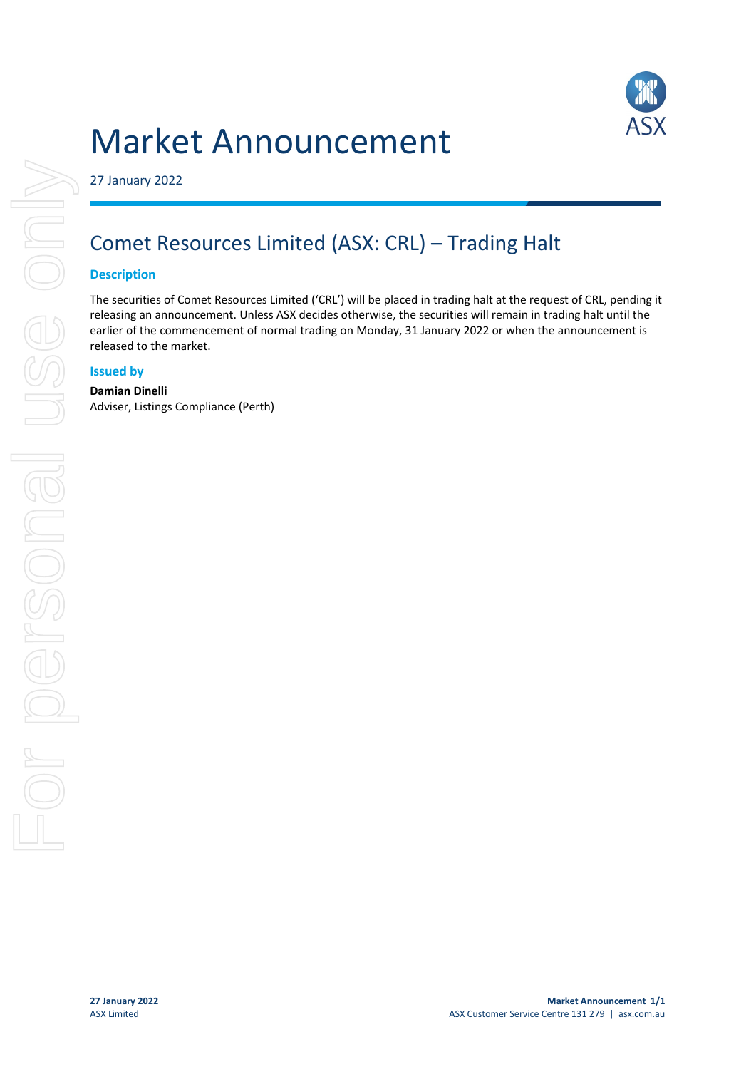# Market Announcement

27 January 2022

## Comet Resources Limited (ASX: CRL) – Trading Halt

### Description

The securities of Comet Resources Limited ('CRL') will be placed in trading halt at the request of CRL, pending it releasing an announcement. Unless ASX decides otherwise, the securities will remain in trading halt until the earlier of the commencement of normal trading on Monday, 31 January 2022 or when the announcement is released to the market.

### Issued by

**Damian Dinelli**
Adviser, Listings Compliance (Perth)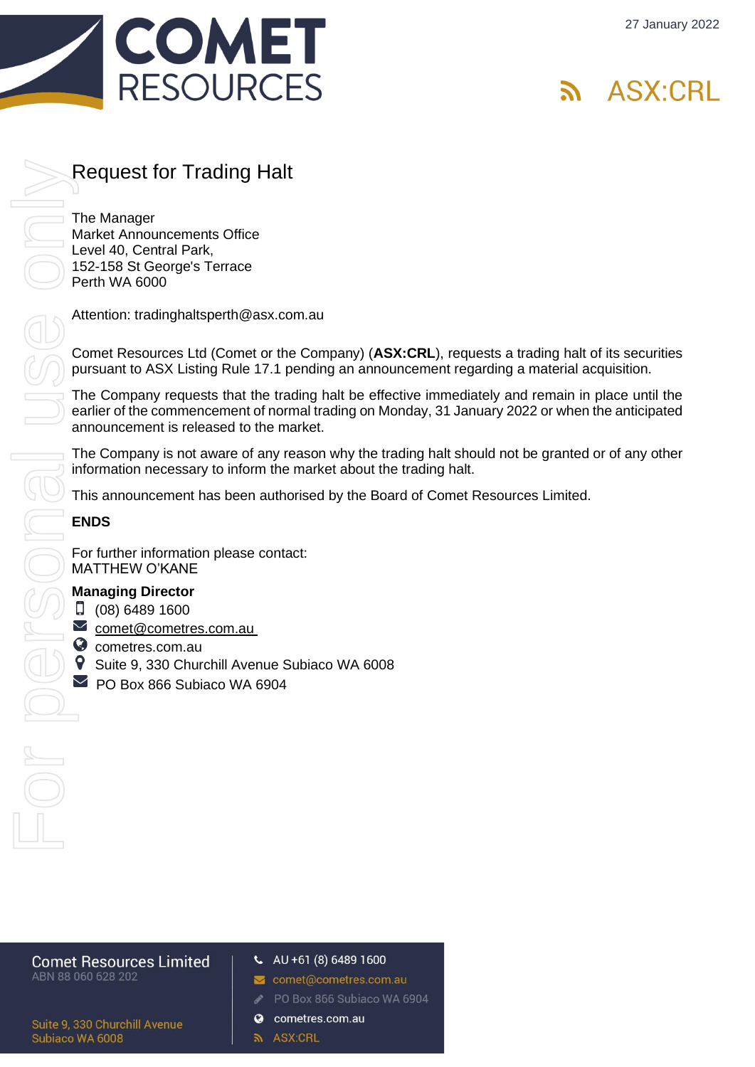27 January 2022

ASX:CRL

# Request for Trading Halt

The Manager
Market Announcements Office
Level 40, Central Park,
152-158 St George's Terrace
Perth WA 6000

Attention: tradinghaltsperth@asx.com.au

Comet Resources Ltd (Comet or the Company) (**ASX:CRL**), requests a trading halt of its securities pursuant to ASX Listing Rule 17.1 pending an announcement regarding a material acquisition.

The Company requests that the trading halt be effective immediately and remain in place until the earlier of the commencement of normal trading on Monday, 31 January 2022 or when the anticipated announcement is released to the market.

The Company is not aware of any reason why the trading halt should not be granted or of any other information necessary to inform the market about the trading halt.

This announcement has been authorised by the Board of Comet Resources Limited.

**ENDS**

For further information please contact:
MATTHEW O'KANE

**Managing Director**

(08) 6489 1600
comet@cometres.com.au
cometres.com.au
Suite 9, 330 Churchill Avenue Subiaco WA 6008
PO Box 866 Subiaco WA 6904

Comet Resources Limited
ABN 88 060 628 202

Suite 9, 330 Churchill Avenue
Subiaco WA 6008

AU +61 (8) 6489 1600
comet@cometres.com.au
PO Box 866 Subiaco WA 6904
cometres.com.au
ASX:CRL